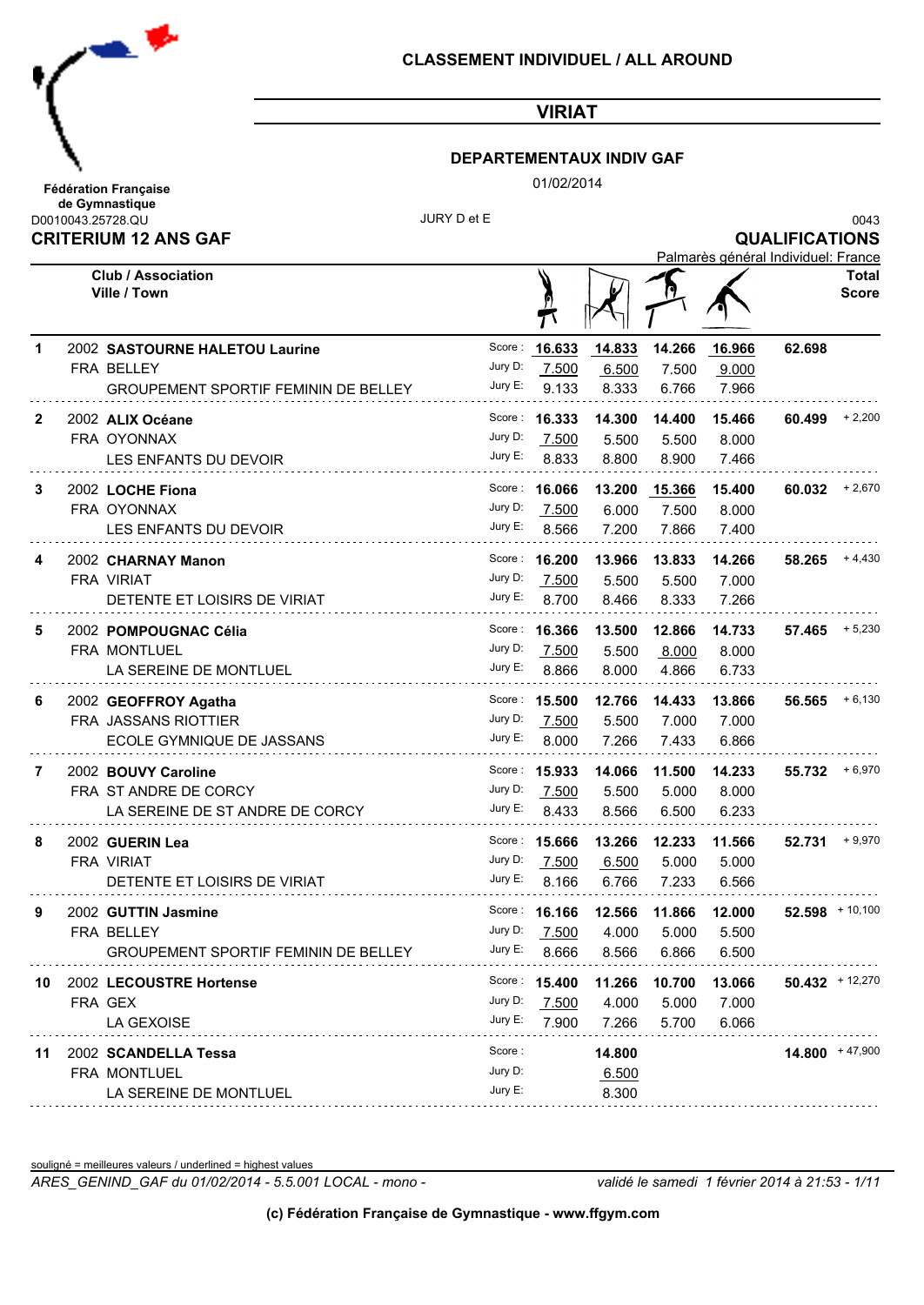## CLASSEMENT INDIVIDUEL / ALL AROUND

## VIRIAT

### DEPARTEMENTAUX INDIV GAF

01/02/2014

**Fédération Française de Gymnastique**

D0010043.25728.QU JURY D et E 0043

**CRITERIUM 12 ANS GAF** **QUALIFICATIONS**

Palmarès général Individuel: France

| Rank | Club / Association / Ville / Town | | Vault | Bars | Beam | Floor | Total Score | |
|---|---|---|---|---|---|---|---|---|
| 1 | 2002 **SASTOURNE HALETOU Laurine** | Score : | **16.633** | **14.833** | **14.266** | **16.966** | **62.698** | |
| | FRA BELLEY | Jury D: | 7.500 | 6.500 | 7.500 | 9.000 | | |
| | GROUPEMENT SPORTIF FEMININ DE BELLEY | Jury E: | 9.133 | 8.333 | 6.766 | 7.966 | | |
| 2 | 2002 **ALIX Océane** | Score : | **16.333** | **14.300** | **14.400** | **15.466** | **60.499** | + 2,200 |
| | FRA OYONNAX | Jury D: | 7.500 | 5.500 | 5.500 | 8.000 | | |
| | LES ENFANTS DU DEVOIR | Jury E: | 8.833 | 8.800 | 8.900 | 7.466 | | |
| 3 | 2002 **LOCHE Fiona** | Score : | **16.066** | **13.200** | **15.366** | **15.400** | **60.032** | + 2,670 |
| | FRA OYONNAX | Jury D: | 7.500 | 6.000 | 7.500 | 8.000 | | |
| | LES ENFANTS DU DEVOIR | Jury E: | 8.566 | 7.200 | 7.866 | 7.400 | | |
| 4 | 2002 **CHARNAY Manon** | Score : | **16.200** | **13.966** | **13.833** | **14.266** | **58.265** | + 4,430 |
| | FRA VIRIAT | Jury D: | 7.500 | 5.500 | 5.500 | 7.000 | | |
| | DETENTE ET LOISIRS DE VIRIAT | Jury E: | 8.700 | 8.466 | 8.333 | 7.266 | | |
| 5 | 2002 **POMPOUGNAC Célia** | Score : | **16.366** | **13.500** | **12.866** | **14.733** | **57.465** | + 5,230 |
| | FRA MONTLUEL | Jury D: | 7.500 | 5.500 | 8.000 | 8.000 | | |
| | LA SEREINE DE MONTLUEL | Jury E: | 8.866 | 8.000 | 4.866 | 6.733 | | |
| 6 | 2002 **GEOFFROY Agatha** | Score : | **15.500** | **12.766** | **14.433** | **13.866** | **56.565** | + 6,130 |
| | FRA JASSANS RIOTTIER | Jury D: | 7.500 | 5.500 | 7.000 | 7.000 | | |
| | ECOLE GYMNIQUE DE JASSANS | Jury E: | 8.000 | 7.266 | 7.433 | 6.866 | | |
| 7 | 2002 **BOUVY Caroline** | Score : | **15.933** | **14.066** | **11.500** | **14.233** | **55.732** | + 6,970 |
| | FRA ST ANDRE DE CORCY | Jury D: | 7.500 | 5.500 | 5.000 | 8.000 | | |
| | LA SEREINE DE ST ANDRE DE CORCY | Jury E: | 8.433 | 8.566 | 6.500 | 6.233 | | |
| 8 | 2002 **GUERIN Lea** | Score : | **15.666** | **13.266** | **12.233** | **11.566** | **52.731** | + 9,970 |
| | FRA VIRIAT | Jury D: | 7.500 | 6.500 | 5.000 | 5.000 | | |
| | DETENTE ET LOISIRS DE VIRIAT | Jury E: | 8.166 | 6.766 | 7.233 | 6.566 | | |
| 9 | 2002 **GUTTIN Jasmine** | Score : | **16.166** | **12.566** | **11.866** | **12.000** | **52.598** | + 10,100 |
| | FRA BELLEY | Jury D: | 7.500 | 4.000 | 5.000 | 5.500 | | |
| | GROUPEMENT SPORTIF FEMININ DE BELLEY | Jury E: | 8.666 | 8.566 | 6.866 | 6.500 | | |
| 10 | 2002 **LECOUSTRE Hortense** | Score : | **15.400** | **11.266** | **10.700** | **13.066** | **50.432** | + 12,270 |
| | FRA GEX | Jury D: | 7.500 | 4.000 | 5.000 | 7.000 | | |
| | LA GEXOISE | Jury E: | 7.900 | 7.266 | 5.700 | 6.066 | | |
| 11 | 2002 **SCANDELLA Tessa** | Score : | | **14.800** | | | **14.800** | + 47,900 |
| | FRA MONTLUEL | Jury D: | | 6.500 | | | | |
| | LA SEREINE DE MONTLUEL | Jury E: | | 8.300 | | | | |

souligné = meilleures valeurs / underlined = highest values

*ARES_GENIND_GAF du 01/02/2014 - 5.5.001 LOCAL - mono -* *validé le samedi 1 février 2014 à 21:53*

**(c) Fédération Française de Gymnastique - www.ffgym.com**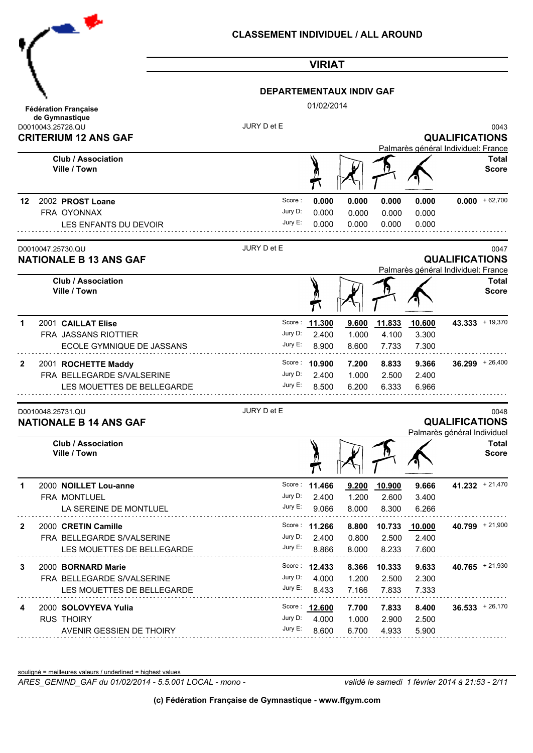Fédération Française de Gymnastique

## CLASSEMENT INDIVIDUEL / ALL AROUND

## VIRIAT

### DEPARTEMENTAUX INDIV GAF

01/02/2014

D0010043.25728.QU — JURY D et E — 0043

### CRITERIUM 12 ANS GAF

**QUALIFICATIONS**

Palmarès général Individuel: France

| | Club / Association Ville / Town | | Saut | Barres | Poutre | Sol | Total Score | |
|---|---|---|---|---|---|---|---|---|
| **12** | 2002 **PROST Loane** | Score : | **0.000** | **0.000** | **0.000** | **0.000** | **0.000** | + 62,700 |
| | FRA OYONNAX | Jury D: | 0.000 | 0.000 | 0.000 | 0.000 | | |
| | LES ENFANTS DU DEVOIR | Jury E: | 0.000 | 0.000 | 0.000 | 0.000 | | |

D0010047.25730.QU — JURY D et E — 0047

### NATIONALE B 13 ANS GAF

**QUALIFICATIONS**

Palmarès général Individuel: France

| | Club / Association Ville / Town | | Saut | Barres | Poutre | Sol | Total Score | |
|---|---|---|---|---|---|---|---|---|
| **1** | 2001 **CAILLAT Elise** | Score : | **11.300** | **9.600** | **11.833** | **10.600** | **43.333** | + 19,370 |
| | FRA JASSANS RIOTTIER | Jury D: | 2.400 | 1.000 | 4.100 | 3.300 | | |
| | ECOLE GYMNIQUE DE JASSANS | Jury E: | 8.900 | 8.600 | 7.733 | 7.300 | | |
| **2** | 2001 **ROCHETTE Maddy** | Score : | **10.900** | **7.200** | **8.833** | **9.366** | **36.299** | + 26,400 |
| | FRA BELLEGARDE S/VALSERINE | Jury D: | 2.400 | 1.000 | 2.500 | 2.400 | | |
| | LES MOUETTES DE BELLEGARDE | Jury E: | 8.500 | 6.200 | 6.333 | 6.966 | | |

D0010048.25731.QU — JURY D et E — 0048

### NATIONALE B 14 ANS GAF

**QUALIFICATIONS**

Palmarès général Individuel

| | Club / Association Ville / Town | | Saut | Barres | Poutre | Sol | Total Score | |
|---|---|---|---|---|---|---|---|---|
| **1** | 2000 **NOILLET Lou-anne** | Score : | **11.466** | **9.200** | **10.900** | **9.666** | **41.232** | + 21,470 |
| | FRA MONTLUEL | Jury D: | 2.400 | 1.200 | 2.600 | 3.400 | | |
| | LA SEREINE DE MONTLUEL | Jury E: | 9.066 | 8.000 | 8.300 | 6.266 | | |
| **2** | 2000 **CRETIN Camille** | Score : | **11.266** | **8.800** | **10.733** | **10.000** | **40.799** | + 21,900 |
| | FRA BELLEGARDE S/VALSERINE | Jury D: | 2.400 | 0.800 | 2.500 | 2.400 | | |
| | LES MOUETTES DE BELLEGARDE | Jury E: | 8.866 | 8.000 | 8.233 | 7.600 | | |
| **3** | 2000 **BORNARD Marie** | Score : | **12.433** | **8.366** | **10.333** | **9.633** | **40.765** | + 21,930 |
| | FRA BELLEGARDE S/VALSERINE | Jury D: | 4.000 | 1.200 | 2.500 | 2.300 | | |
| | LES MOUETTES DE BELLEGARDE | Jury E: | 8.433 | 7.166 | 7.833 | 7.333 | | |
| **4** | 2000 **SOLOVYEVA Yulia** | Score : | **12.600** | **7.700** | **7.833** | **8.400** | **36.533** | + 26,170 |
| | RUS THOIRY | Jury D: | 4.000 | 1.000 | 2.900 | 2.500 | | |
| | AVENIR GESSIEN DE THOIRY | Jury E: | 8.600 | 6.700 | 4.933 | 5.900 | | |

souligné = meilleures valeurs / underlined = highest values

*ARES_GENIND_GAF du 01/02/2014 - 5.5.001 LOCAL - mono -* — *validé le samedi 1 février 2014 à 21:53*

**(c) Fédération Française de Gymnastique - www.ffgym.com**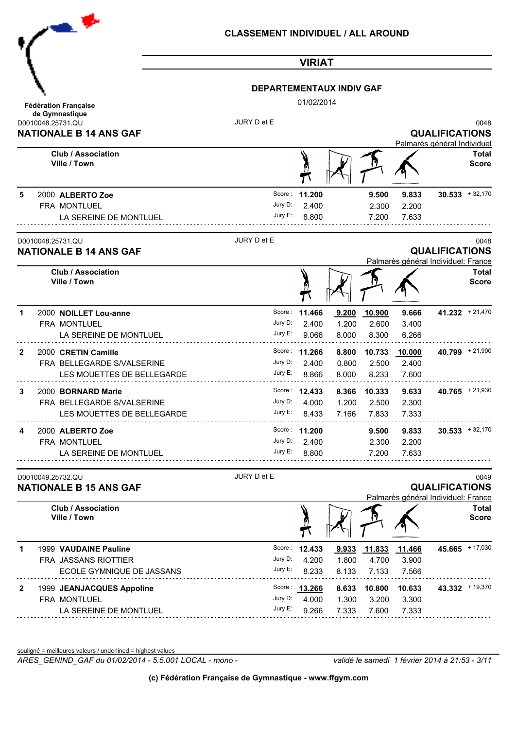**Fédération Française de Gymnastique**

## CLASSEMENT INDIVIDUEL / ALL AROUND

## VIRIAT

### DEPARTEMENTAUX INDIV GAF

01/02/2014

D0010048.25731.QU — JURY D et E — 0048

### NATIONALE B 14 ANS GAF

**QUALIFICATIONS**

Palmarès général Individuel

| Rg | Club / Association Ville / Town | | Saut | Barres | Poutre | Sol | Total Score | |
|---|---|---|---|---|---|---|---|---|
| 5 | 2000 **ALBERTO Zoe** | Score : | 11.200 | | 9.500 | 9.833 | 30.533 | + 32,170 |
| | FRA MONTLUEL | Jury D: | 2.400 | | 2.300 | 2.200 | | |
| | LA SEREINE DE MONTLUEL | Jury E: | 8.800 | | 7.200 | 7.633 | | |

D0010048.25731.QU — JURY D et E — 0048

### NATIONALE B 14 ANS GAF

**QUALIFICATIONS**

Palmarès général Individuel: France

| Rg | Club / Association Ville / Town | | Saut | Barres | Poutre | Sol | Total Score | |
|---|---|---|---|---|---|---|---|---|
| 1 | 2000 **NOILLET Lou-anne** | Score : | 11.466 | 9.200 | 10.900 | 9.666 | 41.232 | + 21,470 |
| | FRA MONTLUEL | Jury D: | 2.400 | 1.200 | 2.600 | 3.400 | | |
| | LA SEREINE DE MONTLUEL | Jury E: | 9.066 | 8.000 | 8.300 | 6.266 | | |
| 2 | 2000 **CRETIN Camille** | Score : | 11.266 | 8.800 | 10.733 | 10.000 | 40.799 | + 21,900 |
| | FRA BELLEGARDE S/VALSERINE | Jury D: | 2.400 | 0.800 | 2.500 | 2.400 | | |
| | LES MOUETTES DE BELLEGARDE | Jury E: | 8.866 | 8.000 | 8.233 | 7.600 | | |
| 3 | 2000 **BORNARD Marie** | Score : | 12.433 | 8.366 | 10.333 | 9.633 | 40.765 | + 21,930 |
| | FRA BELLEGARDE S/VALSERINE | Jury D: | 4.000 | 1.200 | 2.500 | 2.300 | | |
| | LES MOUETTES DE BELLEGARDE | Jury E: | 8.433 | 7.166 | 7.833 | 7.333 | | |
| 4 | 2000 **ALBERTO Zoe** | Score : | 11.200 | | 9.500 | 9.833 | 30.533 | + 32,170 |
| | FRA MONTLUEL | Jury D: | 2.400 | | 2.300 | 2.200 | | |
| | LA SEREINE DE MONTLUEL | Jury E: | 8.800 | | 7.200 | 7.633 | | |

D0010049.25732.QU — JURY D et E — 0049

### NATIONALE B 15 ANS GAF

**QUALIFICATIONS**

Palmarès général Individuel: France

| Rg | Club / Association Ville / Town | | Saut | Barres | Poutre | Sol | Total Score | |
|---|---|---|---|---|---|---|---|---|
| 1 | 1999 **VAUDAINE Pauline** | Score : | 12.433 | 9.933 | 11.833 | 11.466 | 45.665 | + 17,030 |
| | FRA JASSANS RIOTTIER | Jury D: | 4.200 | 1.800 | 4.700 | 3.900 | | |
| | ECOLE GYMNIQUE DE JASSANS | Jury E: | 8.233 | 8.133 | 7.133 | 7.566 | | |
| 2 | 1999 **JEANJACQUES Appoline** | Score : | 13.266 | 8.633 | 10.800 | 10.633 | 43.332 | + 19,370 |
| | FRA MONTLUEL | Jury D: | 4.000 | 1.300 | 3.200 | 3.300 | | |
| | LA SEREINE DE MONTLUEL | Jury E: | 9.266 | 7.333 | 7.600 | 7.333 | | |

souligné = meilleures valeurs / underlined = highest values

*ARES_GENIND_GAF du 01/02/2014 - 5.5.001 LOCAL - mono -* *validé le samedi 1 février 2014 à 21:53*

**(c) Fédération Française de Gymnastique - www.ffgym.com**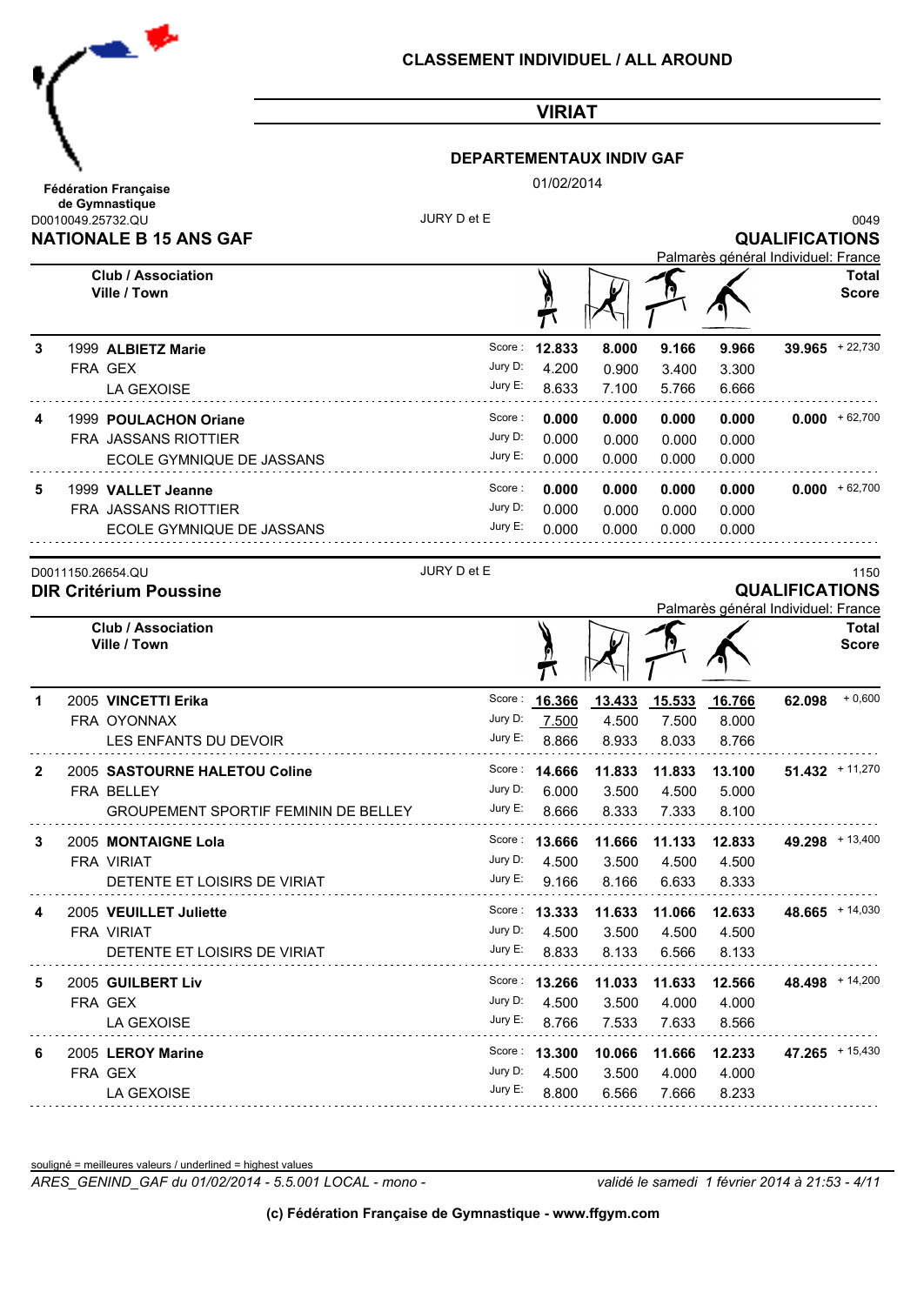**Fédération Française de Gymnastique**

## CLASSEMENT INDIVIDUEL / ALL AROUND

## VIRIAT

### DEPARTEMENTAUX INDIV GAF

01/02/2014

D0010049.25732.QU JURY D et E 0049

### NATIONALE B 15 ANS GAF

**QUALIFICATIONS**

Palmarès général Individuel: France

| | Club / Association Ville / Town | | Saut | Barres | Poutre | Sol | Total Score | |
|---|---|---|---|---|---|---|---|---|
| 3 | 1999 **ALBIETZ Marie** | Score : | **12.833** | **8.000** | **9.166** | **9.966** | **39.965** | + 22,730 |
| | FRA GEX | Jury D: | 4.200 | 0.900 | 3.400 | 3.300 | | |
| | LA GEXOISE | Jury E: | 8.633 | 7.100 | 5.766 | 6.666 | | |
| 4 | 1999 **POULACHON Oriane** | Score : | **0.000** | **0.000** | **0.000** | **0.000** | **0.000** | + 62,700 |
| | FRA JASSANS RIOTTIER | Jury D: | 0.000 | 0.000 | 0.000 | 0.000 | | |
| | ECOLE GYMNIQUE DE JASSANS | Jury E: | 0.000 | 0.000 | 0.000 | 0.000 | | |
| 5 | 1999 **VALLET Jeanne** | Score : | **0.000** | **0.000** | **0.000** | **0.000** | **0.000** | + 62,700 |
| | FRA JASSANS RIOTTIER | Jury D: | 0.000 | 0.000 | 0.000 | 0.000 | | |
| | ECOLE GYMNIQUE DE JASSANS | Jury E: | 0.000 | 0.000 | 0.000 | 0.000 | | |

D0011150.26654.QU JURY D et E 1150

### DIR Critérium Poussine

**QUALIFICATIONS**

Palmarès général Individuel: France

| | Club / Association Ville / Town | | Saut | Barres | Poutre | Sol | Total Score | |
|---|---|---|---|---|---|---|---|---|
| 1 | 2005 **VINCETTI Erika** | Score : | **16.366** | **13.433** | **15.533** | **16.766** | **62.098** | + 0,600 |
| | FRA OYONNAX | Jury D: | 7.500 | 4.500 | 7.500 | 8.000 | | |
| | LES ENFANTS DU DEVOIR | Jury E: | 8.866 | 8.933 | 8.033 | 8.766 | | |
| 2 | 2005 **SASTOURNE HALETOU Coline** | Score : | **14.666** | **11.833** | **11.833** | **13.100** | **51.432** | + 11,270 |
| | FRA BELLEY | Jury D: | 6.000 | 3.500 | 4.500 | 5.000 | | |
| | GROUPEMENT SPORTIF FEMININ DE BELLEY | Jury E: | 8.666 | 8.333 | 7.333 | 8.100 | | |
| 3 | 2005 **MONTAIGNE Lola** | Score : | **13.666** | **11.666** | **11.133** | **12.833** | **49.298** | + 13,400 |
| | FRA VIRIAT | Jury D: | 4.500 | 3.500 | 4.500 | 4.500 | | |
| | DETENTE ET LOISIRS DE VIRIAT | Jury E: | 9.166 | 8.166 | 6.633 | 8.333 | | |
| 4 | 2005 **VEUILLET Juliette** | Score : | **13.333** | **11.633** | **11.066** | **12.633** | **48.665** | + 14,030 |
| | FRA VIRIAT | Jury D: | 4.500 | 3.500 | 4.500 | 4.500 | | |
| | DETENTE ET LOISIRS DE VIRIAT | Jury E: | 8.833 | 8.133 | 6.566 | 8.133 | | |
| 5 | 2005 **GUILBERT Liv** | Score : | **13.266** | **11.033** | **11.633** | **12.566** | **48.498** | + 14,200 |
| | FRA GEX | Jury D: | 4.500 | 3.500 | 4.000 | 4.000 | | |
| | LA GEXOISE | Jury E: | 8.766 | 7.533 | 7.633 | 8.566 | | |
| 6 | 2005 **LEROY Marine** | Score : | **13.300** | **10.066** | **11.666** | **12.233** | **47.265** | + 15,430 |
| | FRA GEX | Jury D: | 4.500 | 3.500 | 4.000 | 4.000 | | |
| | LA GEXOISE | Jury E: | 8.800 | 6.566 | 7.666 | 8.233 | | |

souligné = meilleures valeurs / underlined = highest values

*ARES_GENIND_GAF du 01/02/2014 - 5.5.001 LOCAL - mono -* *validé le samedi 1 février 2014 à 21:53*

**(c) Fédération Française de Gymnastique - www.ffgym.com**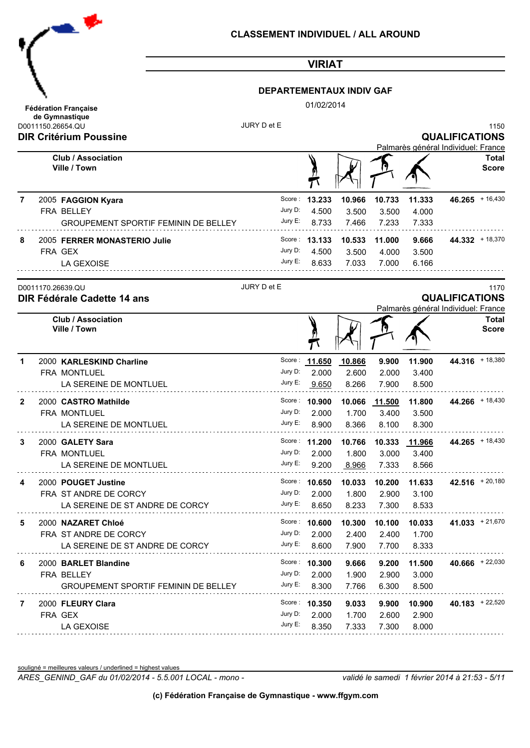**CLASSEMENT INDIVIDUEL / ALL AROUND**

## VIRIAT

**DEPARTEMENTAUX INDIV GAF**

01/02/2014

**Fédération Française de Gymnastique**

D0011150.26654.QU — JURY D et E — 1150

### DIR Critérium Poussine

**QUALIFICATIONS**

Palmarès général Individuel: France

| Rang | Année | Nom / Club / Association / Ville / Town | | Saut | Barres | Poutre | Sol | Total Score | |
|---|---|---|---|---|---|---|---|---|---|
| 7 | 2005 | **FAGGION Kyara** | Score : | **13.233** | **10.966** | **10.733** | **11.333** | **46.265** | + 16,430 |
| | FRA | BELLEY | Jury D: | 4.500 | 3.500 | 3.500 | 4.000 | | |
| | | GROUPEMENT SPORTIF FEMININ DE BELLEY | Jury E: | 8.733 | 7.466 | 7.233 | 7.333 | | |
| 8 | 2005 | **FERRER MONASTERIO Julie** | Score : | **13.133** | **10.533** | **11.000** | **9.666** | **44.332** | + 18,370 |
| | FRA | GEX | Jury D: | 4.500 | 3.500 | 4.000 | 3.500 | | |
| | | LA GEXOISE | Jury E: | 8.633 | 7.033 | 7.000 | 6.166 | | |

D0011170.26639.QU — JURY D et E — 1170

### DIR Fédérale Cadette 14 ans

**QUALIFICATIONS**

Palmarès général Individuel: France

| Rang | Année | Nom / Club / Association / Ville / Town | | Saut | Barres | Poutre | Sol | Total Score | |
|---|---|---|---|---|---|---|---|---|---|
| 1 | 2000 | **KARLESKIND Charline** | Score : | **11.650** | **10.866** | **9.900** | **11.900** | **44.316** | + 18,380 |
| | FRA | MONTLUEL | Jury D: | 2.000 | 2.600 | 2.000 | 3.400 | | |
| | | LA SEREINE DE MONTLUEL | Jury E: | 9.650 | 8.266 | 7.900 | 8.500 | | |
| 2 | 2000 | **CASTRO Mathilde** | Score : | **10.900** | **10.066** | **11.500** | **11.800** | **44.266** | + 18,430 |
| | FRA | MONTLUEL | Jury D: | 2.000 | 1.700 | 3.400 | 3.500 | | |
| | | LA SEREINE DE MONTLUEL | Jury E: | 8.900 | 8.366 | 8.100 | 8.300 | | |
| 3 | 2000 | **GALETY Sara** | Score : | **11.200** | **10.766** | **10.333** | **11.966** | **44.265** | + 18,430 |
| | FRA | MONTLUEL | Jury D: | 2.000 | 1.800 | 3.000 | 3.400 | | |
| | | LA SEREINE DE MONTLUEL | Jury E: | 9.200 | 8.966 | 7.333 | 8.566 | | |
| 4 | 2000 | **POUGET Justine** | Score : | **10.650** | **10.033** | **10.200** | **11.633** | **42.516** | + 20,180 |
| | FRA | ST ANDRE DE CORCY | Jury D: | 2.000 | 1.800 | 2.900 | 3.100 | | |
| | | LA SEREINE DE ST ANDRE DE CORCY | Jury E: | 8.650 | 8.233 | 7.300 | 8.533 | | |
| 5 | 2000 | **NAZARET Chloé** | Score : | **10.600** | **10.300** | **10.100** | **10.033** | **41.033** | + 21,670 |
| | FRA | ST ANDRE DE CORCY | Jury D: | 2.000 | 2.400 | 2.400 | 1.700 | | |
| | | LA SEREINE DE ST ANDRE DE CORCY | Jury E: | 8.600 | 7.900 | 7.700 | 8.333 | | |
| 6 | 2000 | **BARLET Blandine** | Score : | **10.300** | **9.666** | **9.200** | **11.500** | **40.666** | + 22,030 |
| | FRA | BELLEY | Jury D: | 2.000 | 1.900 | 2.900 | 3.000 | | |
| | | GROUPEMENT SPORTIF FEMININ DE BELLEY | Jury E: | 8.300 | 7.766 | 6.300 | 8.500 | | |
| 7 | 2000 | **FLEURY Clara** | Score : | **10.350** | **9.033** | **9.900** | **10.900** | **40.183** | + 22,520 |
| | FRA | GEX | Jury D: | 2.000 | 1.700 | 2.600 | 2.900 | | |
| | | LA GEXOISE | Jury E: | 8.350 | 7.333 | 7.300 | 8.000 | | |

souligné = meilleures valeurs / underlined = highest values

*ARES_GENIND_GAF du 01/02/2014 - 5.5.001 LOCAL - mono -* *validé le samedi 1 février 2014 à 21:53*

**(c) Fédération Française de Gymnastique - www.ffgym.com**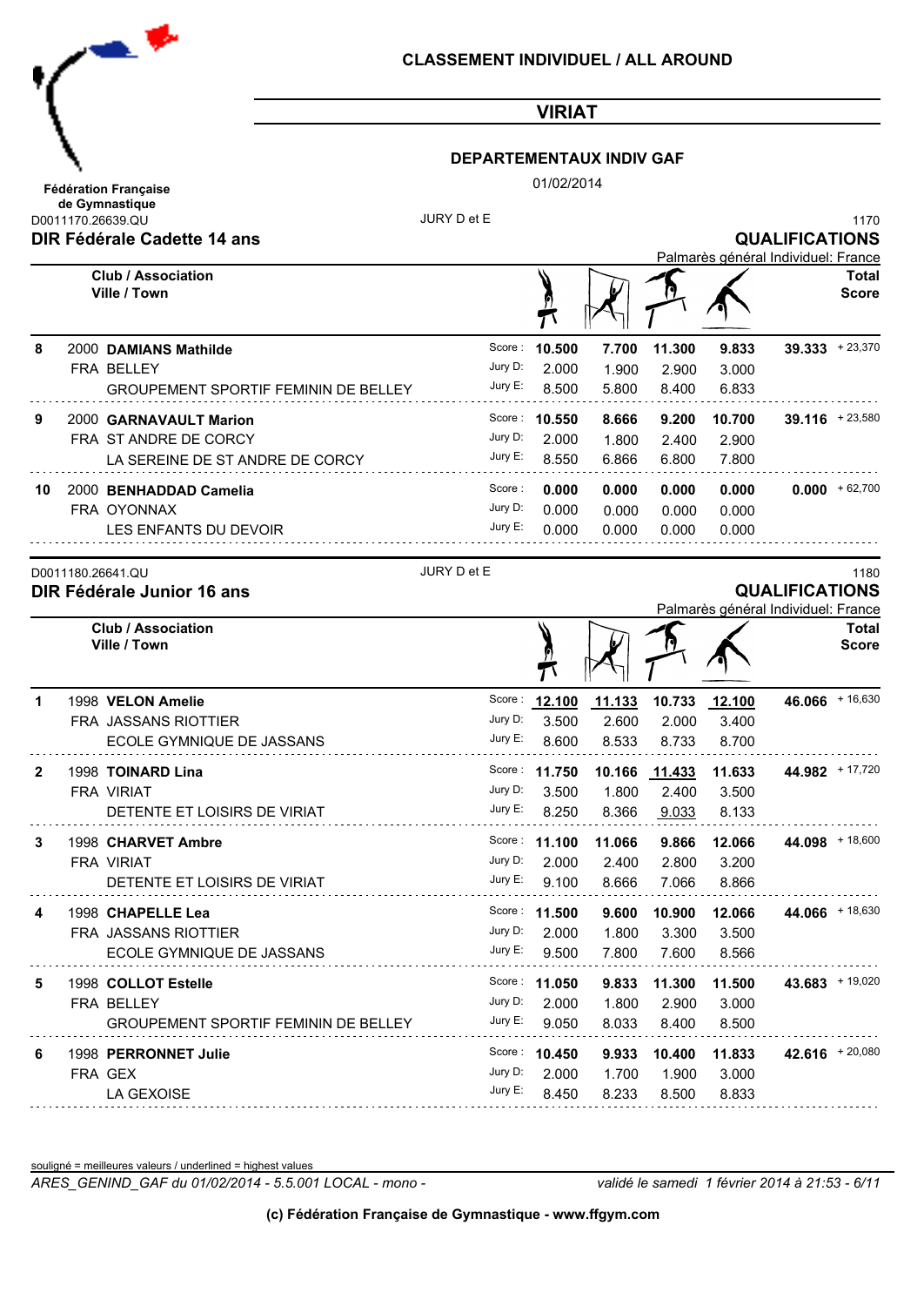**Fédération Française de Gymnastique**

## CLASSEMENT INDIVIDUEL / ALL AROUND

## VIRIAT

### DEPARTEMENTAUX INDIV GAF

01/02/2014

D0011170.26639.QU — JURY D et E — 1170

### DIR Fédérale Cadette 14 ans

**QUALIFICATIONS**

Palmarès général Individuel: France

| Rang | Année | Nom / Club / Association / Ville / Town | | Saut | Barres | Poutre | Sol | Total Score | |
|---|---|---|---|---|---|---|---|---|---|
| 8 | 2000 | **DAMIANS Mathilde** | Score : | **10.500** | **7.700** | **11.300** | **9.833** | **39.333** | + 23,370 |
| | | FRA BELLEY | Jury D: | 2.000 | 1.900 | 2.900 | 3.000 | | |
| | | GROUPEMENT SPORTIF FEMININ DE BELLEY | Jury E: | 8.500 | 5.800 | 8.400 | 6.833 | | |
| 9 | 2000 | **GARNAVAULT Marion** | Score : | **10.550** | **8.666** | **9.200** | **10.700** | **39.116** | + 23,580 |
| | | FRA ST ANDRE DE CORCY | Jury D: | 2.000 | 1.800 | 2.400 | 2.900 | | |
| | | LA SEREINE DE ST ANDRE DE CORCY | Jury E: | 8.550 | 6.866 | 6.800 | 7.800 | | |
| 10 | 2000 | **BENHADDAD Camelia** | Score : | **0.000** | **0.000** | **0.000** | **0.000** | **0.000** | + 62,700 |
| | | FRA OYONNAX | Jury D: | 0.000 | 0.000 | 0.000 | 0.000 | | |
| | | LES ENFANTS DU DEVOIR | Jury E: | 0.000 | 0.000 | 0.000 | 0.000 | | |

D0011180.26641.QU — JURY D et E — 1180

### DIR Fédérale Junior 16 ans

**QUALIFICATIONS**

Palmarès général Individuel: France

| Rang | Année | Nom / Club / Association / Ville / Town | | Saut | Barres | Poutre | Sol | Total Score | |
|---|---|---|---|---|---|---|---|---|---|
| 1 | 1998 | **VELON Amelie** | Score : | **<u>12.100</u>** | **<u>11.133</u>** | **10.733** | **<u>12.100</u>** | **46.066** | + 16,630 |
| | | FRA JASSANS RIOTTIER | Jury D: | 3.500 | 2.600 | 2.000 | 3.400 | | |
| | | ECOLE GYMNIQUE DE JASSANS | Jury E: | 8.600 | 8.533 | 8.733 | 8.700 | | |
| 2 | 1998 | **TOINARD Lina** | Score : | **11.750** | **10.166** | **<u>11.433</u>** | **11.633** | **44.982** | + 17,720 |
| | | FRA VIRIAT | Jury D: | 3.500 | 1.800 | 2.400 | 3.500 | | |
| | | DETENTE ET LOISIRS DE VIRIAT | Jury E: | 8.250 | 8.366 | <u>9.033</u> | 8.133 | | |
| 3 | 1998 | **CHARVET Ambre** | Score : | **11.100** | **11.066** | **9.866** | **12.066** | **44.098** | + 18,600 |
| | | FRA VIRIAT | Jury D: | 2.000 | 2.400 | 2.800 | 3.200 | | |
| | | DETENTE ET LOISIRS DE VIRIAT | Jury E: | 9.100 | 8.666 | 7.066 | 8.866 | | |
| 4 | 1998 | **CHAPELLE Lea** | Score : | **11.500** | **9.600** | **10.900** | **12.066** | **44.066** | + 18,630 |
| | | FRA JASSANS RIOTTIER | Jury D: | 2.000 | 1.800 | 3.300 | 3.500 | | |
| | | ECOLE GYMNIQUE DE JASSANS | Jury E: | 9.500 | 7.800 | 7.600 | 8.566 | | |
| 5 | 1998 | **COLLOT Estelle** | Score : | **11.050** | **9.833** | **11.300** | **11.500** | **43.683** | + 19,020 |
| | | FRA BELLEY | Jury D: | 2.000 | 1.800 | 2.900 | 3.000 | | |
| | | GROUPEMENT SPORTIF FEMININ DE BELLEY | Jury E: | 9.050 | 8.033 | 8.400 | 8.500 | | |
| 6 | 1998 | **PERRONNET Julie** | Score : | **10.450** | **9.933** | **10.400** | **11.833** | **42.616** | + 20,080 |
| | | FRA GEX | Jury D: | 2.000 | 1.700 | 1.900 | 3.000 | | |
| | | LA GEXOISE | Jury E: | 8.450 | 8.233 | 8.500 | 8.833 | | |

souligné = meilleures valeurs / underlined = highest values

*ARES_GENIND_GAF du 01/02/2014 - 5.5.001 LOCAL - mono -* *validé le samedi 1 février 2014 à 21:53*

**(c) Fédération Française de Gymnastique - www.ffgym.com**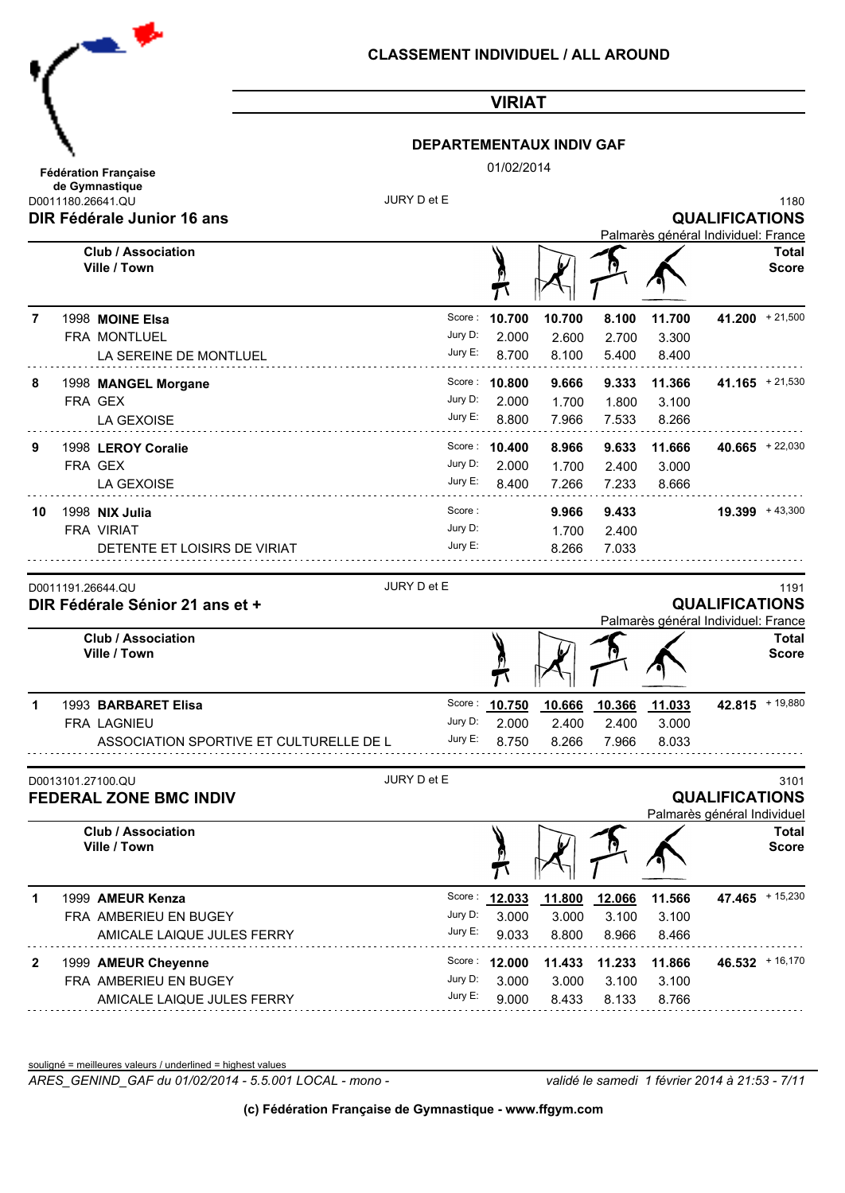Fédération Française de Gymnastique

## CLASSEMENT INDIVIDUEL / ALL AROUND

## VIRIAT

### DEPARTEMENTAUX INDIV GAF

01/02/2014

D0011180.26641.QU — JURY D et E — 1180

### DIR Fédérale Junior 16 ans

**QUALIFICATIONS**

Palmarès général Individuel: France

| Rang | Club / Association / Ville / Town | | Saut | Barres | Poutre | Sol | Total Score | |
|---|---|---|---|---|---|---|---|---|
| 7 | 1998 **MOINE Elsa** | Score : | **10.700** | **10.700** | **8.100** | **11.700** | **41.200** | + 21,500 |
| | FRA MONTLUEL | Jury D: | 2.000 | 2.600 | 2.700 | 3.300 | | |
| | LA SEREINE DE MONTLUEL | Jury E: | 8.700 | 8.100 | 5.400 | 8.400 | | |
| 8 | 1998 **MANGEL Morgane** | Score : | **10.800** | **9.666** | **9.333** | **11.366** | **41.165** | + 21,530 |
| | FRA GEX | Jury D: | 2.000 | 1.700 | 1.800 | 3.100 | | |
| | LA GEXOISE | Jury E: | 8.800 | 7.966 | 7.533 | 8.266 | | |
| 9 | 1998 **LEROY Coralie** | Score : | **10.400** | **8.966** | **9.633** | **11.666** | **40.665** | + 22,030 |
| | FRA GEX | Jury D: | 2.000 | 1.700 | 2.400 | 3.000 | | |
| | LA GEXOISE | Jury E: | 8.400 | 7.266 | 7.233 | 8.666 | | |
| 10 | 1998 **NIX Julia** | Score : | | **9.966** | **9.433** | | **19.399** | + 43,300 |
| | FRA VIRIAT | Jury D: | | 1.700 | 2.400 | | | |
| | DETENTE ET LOISIRS DE VIRIAT | Jury E: | | 8.266 | 7.033 | | | |

D0011191.26644.QU — JURY D et E — 1191

### DIR Fédérale Sénior 21 ans et +

**QUALIFICATIONS**

Palmarès général Individuel: France

| Rang | Club / Association / Ville / Town | | Saut | Barres | Poutre | Sol | Total Score | |
|---|---|---|---|---|---|---|---|---|
| 1 | 1993 **BARBARET Elisa** | Score : | **10.750** | **10.666** | **10.366** | **11.033** | **42.815** | + 19,880 |
| | FRA LAGNIEU | Jury D: | 2.000 | 2.400 | 2.400 | 3.000 | | |
| | ASSOCIATION SPORTIVE ET CULTURELLE DE L | Jury E: | 8.750 | 8.266 | 7.966 | 8.033 | | |

D0013101.27100.QU — JURY D et E — 3101

### FEDERAL ZONE BMC INDIV

**QUALIFICATIONS**

Palmarès général Individuel

| Rang | Club / Association / Ville / Town | | Saut | Barres | Poutre | Sol | Total Score | |
|---|---|---|---|---|---|---|---|---|
| 1 | 1999 **AMEUR Kenza** | Score : | **12.033** | **11.800** | **12.066** | **11.566** | **47.465** | + 15,230 |
| | FRA AMBERIEU EN BUGEY | Jury D: | 3.000 | 3.000 | 3.100 | 3.100 | | |
| | AMICALE LAIQUE JULES FERRY | Jury E: | 9.033 | 8.800 | 8.966 | 8.466 | | |
| 2 | 1999 **AMEUR Cheyenne** | Score : | **12.000** | **11.433** | **11.233** | **11.866** | **46.532** | + 16,170 |
| | FRA AMBERIEU EN BUGEY | Jury D: | 3.000 | 3.000 | 3.100 | 3.100 | | |
| | AMICALE LAIQUE JULES FERRY | Jury E: | 9.000 | 8.433 | 8.133 | 8.766 | | |

souligné = meilleures valeurs / underlined = highest values

*ARES_GENIND_GAF du 01/02/2014 - 5.5.001 LOCAL - mono -* — *validé le samedi 1 février 2014 à 21:53*

**(c) Fédération Française de Gymnastique - www.ffgym.com**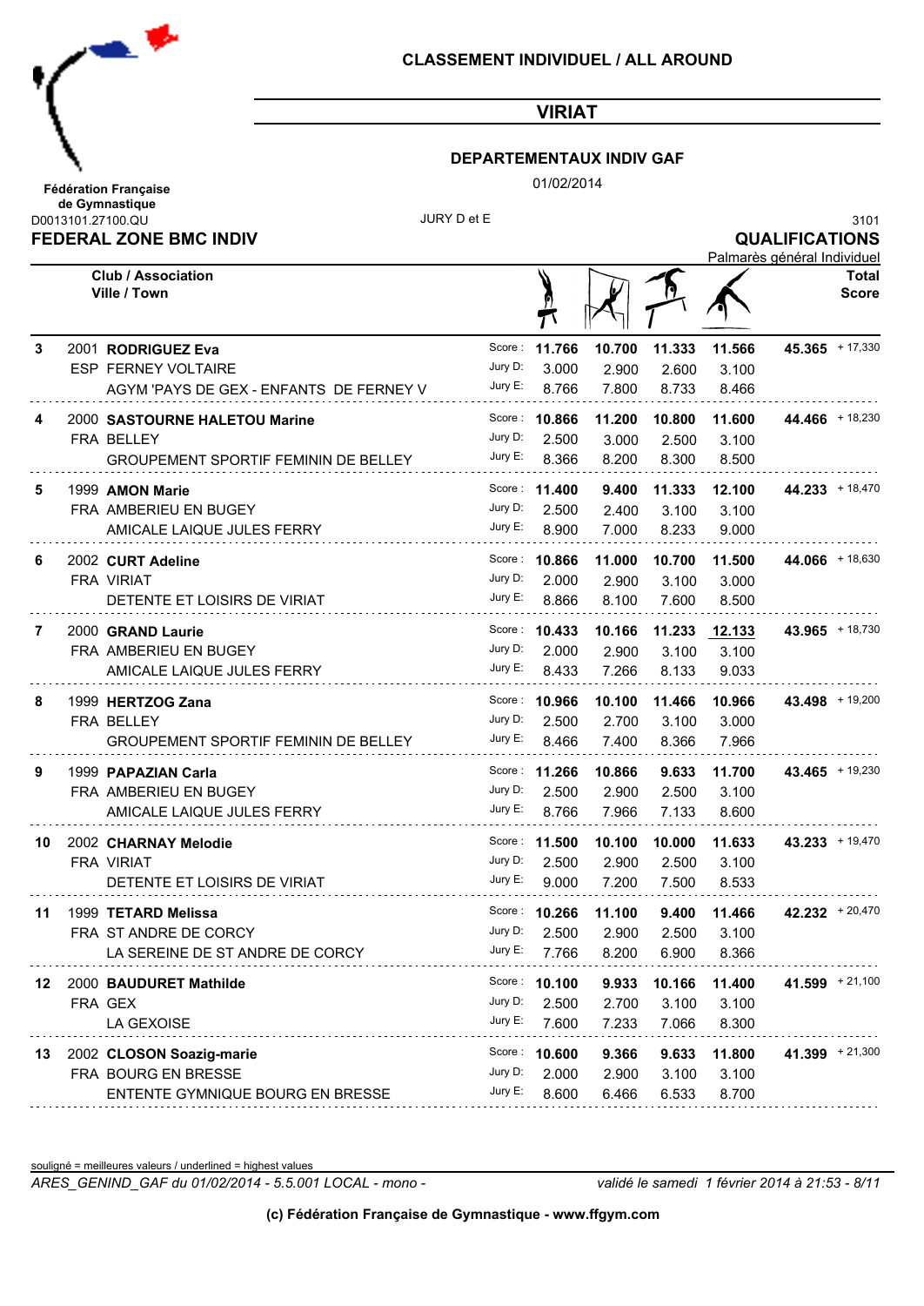## CLASSEMENT INDIVIDUEL / ALL AROUND

## VIRIAT

### DEPARTEMENTAUX INDIV GAF

01/02/2014

**Fédération Française de Gymnastique**

D0013101.27100.QU

JURY D et E

3101

**FEDERAL ZONE BMC INDIV**

**QUALIFICATIONS**

Palmarès général Individuel

| | | Club / Association / Ville / Town | | Saut | Barres | Poutre | Sol | Total Score | |
|---|---|---|---|---|---|---|---|---|---|
| 3 | 2001 | **RODRIGUEZ Eva** | Score : | 11.766 | 10.700 | 11.333 | 11.566 | 45.365 | + 17,330 |
| | ESP | FERNEY VOLTAIRE | Jury D: | 3.000 | 2.900 | 2.600 | 3.100 | | |
| | | AGYM 'PAYS DE GEX - ENFANTS DE FERNEY V | Jury E: | 8.766 | 7.800 | 8.733 | 8.466 | | |
| 4 | 2000 | **SASTOURNE HALETOU Marine** | Score : | 10.866 | 11.200 | 10.800 | 11.600 | 44.466 | + 18,230 |
| | FRA | BELLEY | Jury D: | 2.500 | 3.000 | 2.500 | 3.100 | | |
| | | GROUPEMENT SPORTIF FEMININ DE BELLEY | Jury E: | 8.366 | 8.200 | 8.300 | 8.500 | | |
| 5 | 1999 | **AMON Marie** | Score : | 11.400 | 9.400 | 11.333 | 12.100 | 44.233 | + 18,470 |
| | FRA | AMBERIEU EN BUGEY | Jury D: | 2.500 | 2.400 | 3.100 | 3.100 | | |
| | | AMICALE LAIQUE JULES FERRY | Jury E: | 8.900 | 7.000 | 8.233 | 9.000 | | |
| 6 | 2002 | **CURT Adeline** | Score : | 10.866 | 11.000 | 10.700 | 11.500 | 44.066 | + 18,630 |
| | FRA | VIRIAT | Jury D: | 2.000 | 2.900 | 3.100 | 3.000 | | |
| | | DETENTE ET LOISIRS DE VIRIAT | Jury E: | 8.866 | 8.100 | 7.600 | 8.500 | | |
| 7 | 2000 | **GRAND Laurie** | Score : | 10.433 | 10.166 | 11.233 | 12.133 | 43.965 | + 18,730 |
| | FRA | AMBERIEU EN BUGEY | Jury D: | 2.000 | 2.900 | 3.100 | 3.100 | | |
| | | AMICALE LAIQUE JULES FERRY | Jury E: | 8.433 | 7.266 | 8.133 | 9.033 | | |
| 8 | 1999 | **HERTZOG Zana** | Score : | 10.966 | 10.100 | 11.466 | 10.966 | 43.498 | + 19,200 |
| | FRA | BELLEY | Jury D: | 2.500 | 2.700 | 3.100 | 3.000 | | |
| | | GROUPEMENT SPORTIF FEMININ DE BELLEY | Jury E: | 8.466 | 7.400 | 8.366 | 7.966 | | |
| 9 | 1999 | **PAPAZIAN Carla** | Score : | 11.266 | 10.866 | 9.633 | 11.700 | 43.465 | + 19,230 |
| | FRA | AMBERIEU EN BUGEY | Jury D: | 2.500 | 2.900 | 2.500 | 3.100 | | |
| | | AMICALE LAIQUE JULES FERRY | Jury E: | 8.766 | 7.966 | 7.133 | 8.600 | | |
| 10 | 2002 | **CHARNAY Melodie** | Score : | 11.500 | 10.100 | 10.000 | 11.633 | 43.233 | + 19,470 |
| | FRA | VIRIAT | Jury D: | 2.500 | 2.900 | 2.500 | 3.100 | | |
| | | DETENTE ET LOISIRS DE VIRIAT | Jury E: | 9.000 | 7.200 | 7.500 | 8.533 | | |
| 11 | 1999 | **TETARD Melissa** | Score : | 10.266 | 11.100 | 9.400 | 11.466 | 42.232 | + 20,470 |
| | FRA | ST ANDRE DE CORCY | Jury D: | 2.500 | 2.900 | 2.500 | 3.100 | | |
| | | LA SEREINE DE ST ANDRE DE CORCY | Jury E: | 7.766 | 8.200 | 6.900 | 8.366 | | |
| 12 | 2000 | **BAUDURET Mathilde** | Score : | 10.100 | 9.933 | 10.166 | 11.400 | 41.599 | + 21,100 |
| | FRA | GEX | Jury D: | 2.500 | 2.700 | 3.100 | 3.100 | | |
| | | LA GEXOISE | Jury E: | 7.600 | 7.233 | 7.066 | 8.300 | | |
| 13 | 2002 | **CLOSON Soazig-marie** | Score : | 10.600 | 9.366 | 9.633 | 11.800 | 41.399 | + 21,300 |
| | FRA | BOURG EN BRESSE | Jury D: | 2.000 | 2.900 | 3.100 | 3.100 | | |
| | | ENTENTE GYMNIQUE BOURG EN BRESSE | Jury E: | 8.600 | 6.466 | 6.533 | 8.700 | | |

souligné = meilleures valeurs / underlined = highest values

*ARES_GENIND_GAF du 01/02/2014 - 5.5.001 LOCAL - mono -* *validé le samedi 1 février 2014 à 21:53*

**(c) Fédération Française de Gymnastique - www.ffgym.com**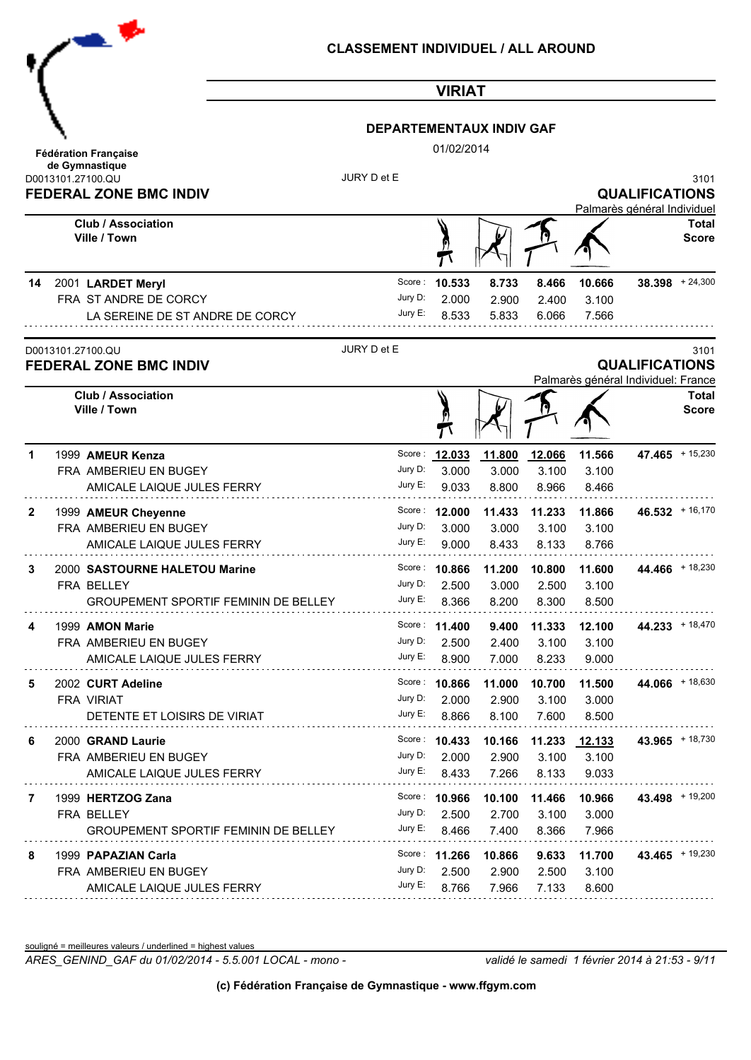**Fédération Française de Gymnastique**

# CLASSEMENT INDIVIDUEL / ALL AROUND

## VIRIAT

### DEPARTEMENTAUX INDIV GAF

01/02/2014

D0013101.27100.QU — JURY D et E — 3101

**FEDERAL ZONE BMC INDIV** — **QUALIFICATIONS**

Palmarès général Individuel

| Rang | Année | Nom / Club / Association / Ville / Town | | Saut | Barres | Poutre | Sol | Total Score | |
|---|---|---|---|---|---|---|---|---|---|
| 14 | 2001 | **LARDET Meryl** | Score : | **10.533** | **8.733** | **8.466** | **10.666** | **38.398** | + 24,300 |
| | FRA | ST ANDRE DE CORCY | Jury D: | 2.000 | 2.900 | 2.400 | 3.100 | | |
| | | LA SEREINE DE ST ANDRE DE CORCY | Jury E: | 8.533 | 5.833 | 6.066 | 7.566 | | |

D0013101.27100.QU — JURY D et E — 3101

**FEDERAL ZONE BMC INDIV** — **QUALIFICATIONS**

Palmarès général Individuel: France

| Rang | Année | Nom / Club / Association / Ville / Town | | Saut | Barres | Poutre | Sol | Total Score | |
|---|---|---|---|---|---|---|---|---|---|
| 1 | 1999 | **AMEUR Kenza** | Score : | **<u>12.033</u>** | **<u>11.800</u>** | **<u>12.066</u>** | **11.566** | **47.465** | + 15,230 |
| | FRA | AMBERIEU EN BUGEY | Jury D: | 3.000 | 3.000 | 3.100 | 3.100 | | |
| | | AMICALE LAIQUE JULES FERRY | Jury E: | 9.033 | 8.800 | 8.966 | 8.466 | | |
| 2 | 1999 | **AMEUR Cheyenne** | Score : | **12.000** | **11.433** | **11.233** | **11.866** | **46.532** | + 16,170 |
| | FRA | AMBERIEU EN BUGEY | Jury D: | 3.000 | 3.000 | 3.100 | 3.100 | | |
| | | AMICALE LAIQUE JULES FERRY | Jury E: | 9.000 | 8.433 | 8.133 | 8.766 | | |
| 3 | 2000 | **SASTOURNE HALETOU Marine** | Score : | **10.866** | **11.200** | **10.800** | **11.600** | **44.466** | + 18,230 |
| | FRA | BELLEY | Jury D: | 2.500 | 3.000 | 2.500 | 3.100 | | |
| | | GROUPEMENT SPORTIF FEMININ DE BELLEY | Jury E: | 8.366 | 8.200 | 8.300 | 8.500 | | |
| 4 | 1999 | **AMON Marie** | Score : | **11.400** | **9.400** | **11.333** | **12.100** | **44.233** | + 18,470 |
| | FRA | AMBERIEU EN BUGEY | Jury D: | 2.500 | 2.400 | 3.100 | 3.100 | | |
| | | AMICALE LAIQUE JULES FERRY | Jury E: | 8.900 | 7.000 | 8.233 | 9.000 | | |
| 5 | 2002 | **CURT Adeline** | Score : | **10.866** | **11.000** | **10.700** | **11.500** | **44.066** | + 18,630 |
| | FRA | VIRIAT | Jury D: | 2.000 | 2.900 | 3.100 | 3.000 | | |
| | | DETENTE ET LOISIRS DE VIRIAT | Jury E: | 8.866 | 8.100 | 7.600 | 8.500 | | |
| 6 | 2000 | **GRAND Laurie** | Score : | **10.433** | **10.166** | **11.233** | **<u>12.133</u>** | **43.965** | + 18,730 |
| | FRA | AMBERIEU EN BUGEY | Jury D: | 2.000 | 2.900 | 3.100 | 3.100 | | |
| | | AMICALE LAIQUE JULES FERRY | Jury E: | 8.433 | 7.266 | 8.133 | 9.033 | | |
| 7 | 1999 | **HERTZOG Zana** | Score : | **10.966** | **10.100** | **11.466** | **10.966** | **43.498** | + 19,200 |
| | FRA | BELLEY | Jury D: | 2.500 | 2.700 | 3.100 | 3.000 | | |
| | | GROUPEMENT SPORTIF FEMININ DE BELLEY | Jury E: | 8.466 | 7.400 | 8.366 | 7.966 | | |
| 8 | 1999 | **PAPAZIAN Carla** | Score : | **11.266** | **10.866** | **9.633** | **11.700** | **43.465** | + 19,230 |
| | FRA | AMBERIEU EN BUGEY | Jury D: | 2.500 | 2.900 | 2.500 | 3.100 | | |
| | | AMICALE LAIQUE JULES FERRY | Jury E: | 8.766 | 7.966 | 7.133 | 8.600 | | |

souligné = meilleures valeurs / underlined = highest values

*ARES_GENIND_GAF du 01/02/2014 - 5.5.001 LOCAL - mono -* — *validé le samedi 1 février 2014 à 21:53*

**(c) Fédération Française de Gymnastique - www.ffgym.com**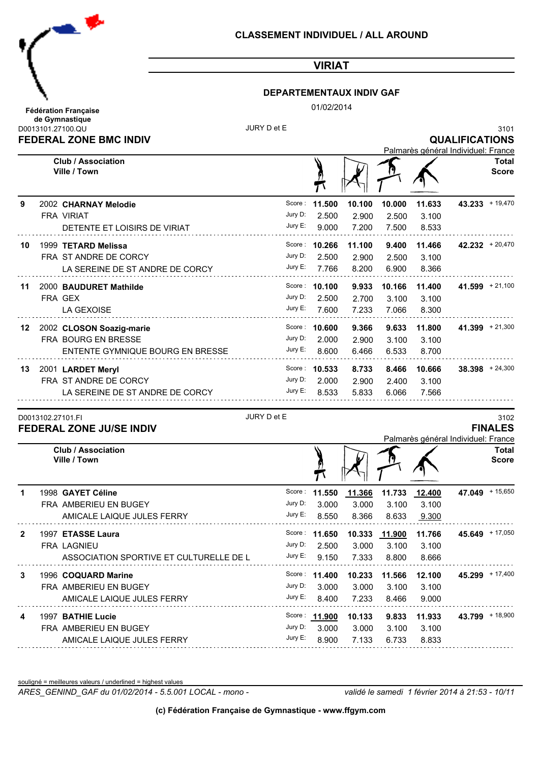## CLASSEMENT INDIVIDUEL / ALL AROUND

## VIRIAT

### DEPARTEMENTAUX INDIV GAF

01/02/2014

Fédération Française de Gymnastique

D0013101.27100.QU — JURY D et E — 3101

### FEDERAL ZONE BMC INDIV — QUALIFICATIONS

Palmarès général Individuel: France

| Rang | Club / Association / Ville / Town | | Saut | Barres | Poutre | Sol | Total Score | |
|---|---|---|---|---|---|---|---|---|
| 9 | 2002 **CHARNAY Melodie** | Score : | 11.500 | 10.100 | 10.000 | 11.633 | 43.233 | + 19,470 |
| | FRA VIRIAT | Jury D: | 2.500 | 2.900 | 2.500 | 3.100 | | |
| | DETENTE ET LOISIRS DE VIRIAT | Jury E: | 9.000 | 7.200 | 7.500 | 8.533 | | |
| 10 | 1999 **TETARD Melissa** | Score : | 10.266 | 11.100 | 9.400 | 11.466 | 42.232 | + 20,470 |
| | FRA ST ANDRE DE CORCY | Jury D: | 2.500 | 2.900 | 2.500 | 3.100 | | |
| | LA SEREINE DE ST ANDRE DE CORCY | Jury E: | 7.766 | 8.200 | 6.900 | 8.366 | | |
| 11 | 2000 **BAUDURET Mathilde** | Score : | 10.100 | 9.933 | 10.166 | 11.400 | 41.599 | + 21,100 |
| | FRA GEX | Jury D: | 2.500 | 2.700 | 3.100 | 3.100 | | |
| | LA GEXOISE | Jury E: | 7.600 | 7.233 | 7.066 | 8.300 | | |
| 12 | 2002 **CLOSON Soazig-marie** | Score : | 10.600 | 9.366 | 9.633 | 11.800 | 41.399 | + 21,300 |
| | FRA BOURG EN BRESSE | Jury D: | 2.000 | 2.900 | 3.100 | 3.100 | | |
| | ENTENTE GYMNIQUE BOURG EN BRESSE | Jury E: | 8.600 | 6.466 | 6.533 | 8.700 | | |
| 13 | 2001 **LARDET Meryl** | Score : | 10.533 | 8.733 | 8.466 | 10.666 | 38.398 | + 24,300 |
| | FRA ST ANDRE DE CORCY | Jury D: | 2.000 | 2.900 | 2.400 | 3.100 | | |
| | LA SEREINE DE ST ANDRE DE CORCY | Jury E: | 8.533 | 5.833 | 6.066 | 7.566 | | |

D0013102.27101.FI — JURY D et E — 3102

### FEDERAL ZONE JU/SE INDIV — FINALES

Palmarès général Individuel: France

| Rang | Club / Association / Ville / Town | | Saut | Barres | Poutre | Sol | Total Score | |
|---|---|---|---|---|---|---|---|---|
| 1 | 1998 **GAYET Céline** | Score : | 11.550 | 11.366 | 11.733 | 12.400 | 47.049 | + 15,650 |
| | FRA AMBERIEU EN BUGEY | Jury D: | 3.000 | 3.000 | 3.100 | 3.100 | | |
| | AMICALE LAIQUE JULES FERRY | Jury E: | 8.550 | 8.366 | 8.633 | 9.300 | | |
| 2 | 1997 **ETASSE Laura** | Score : | 11.650 | 10.333 | 11.900 | 11.766 | 45.649 | + 17,050 |
| | FRA LAGNIEU | Jury D: | 2.500 | 3.000 | 3.100 | 3.100 | | |
| | ASSOCIATION SPORTIVE ET CULTURELLE DE L | Jury E: | 9.150 | 7.333 | 8.800 | 8.666 | | |
| 3 | 1996 **COQUARD Marine** | Score : | 11.400 | 10.233 | 11.566 | 12.100 | 45.299 | + 17,400 |
| | FRA AMBERIEU EN BUGEY | Jury D: | 3.000 | 3.000 | 3.100 | 3.100 | | |
| | AMICALE LAIQUE JULES FERRY | Jury E: | 8.400 | 7.233 | 8.466 | 9.000 | | |
| 4 | 1997 **BATHIE Lucie** | Score : | 11.900 | 10.133 | 9.833 | 11.933 | 43.799 | + 18,900 |
| | FRA AMBERIEU EN BUGEY | Jury D: | 3.000 | 3.000 | 3.100 | 3.100 | | |
| | AMICALE LAIQUE JULES FERRY | Jury E: | 8.900 | 7.133 | 6.733 | 8.833 | | |

souligné = meilleures valeurs / underlined = highest values

*ARES_GENIND_GAF du 01/02/2014 - 5.5.001 LOCAL - mono -* — *validé le samedi 1 février 2014 à 21:53*

**(c) Fédération Française de Gymnastique - www.ffgym.com**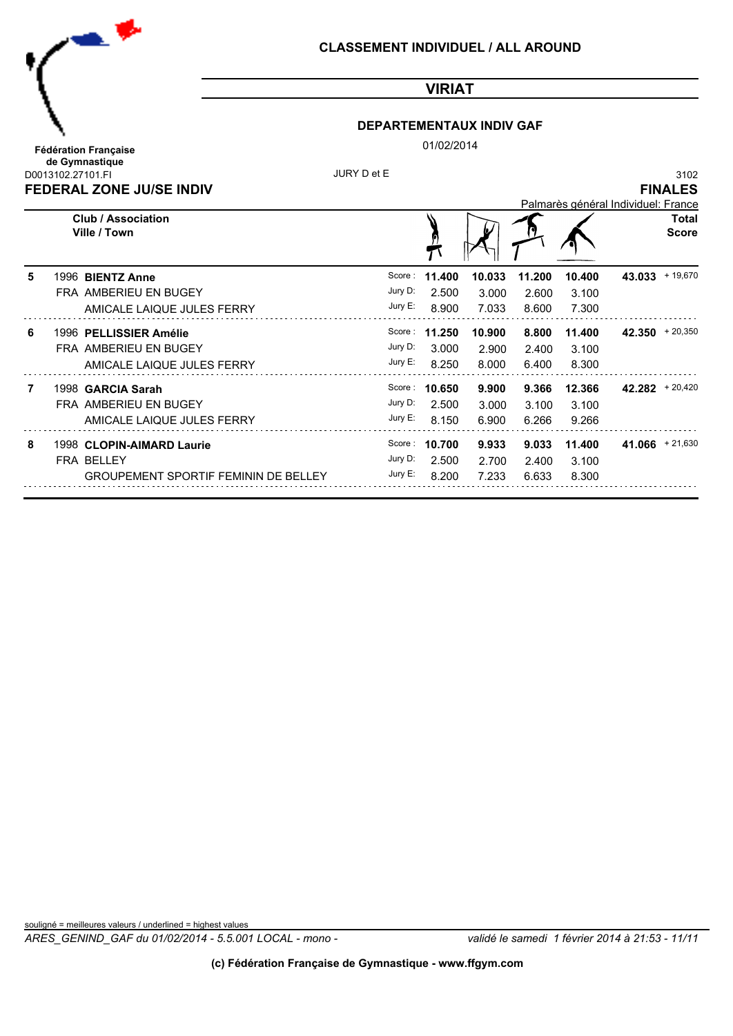# CLASSEMENT INDIVIDUEL / ALL AROUND

## VIRIAT

### DEPARTEMENTAUX INDIV GAF

01/02/2014

Fédération Française de Gymnastique

D0013102.27101.FI

JURY D et E

3102

**FEDERAL ZONE JU/SE INDIV**

**FINALES**

Palmarès général Individuel: France

| | Club / Association<br>Ville / Town | | Saut | Barres | Poutre | Sol | Total Score | |
|---|---|---|---|---|---|---|---|---|
| **5** | 1996 **BIENTZ Anne** | Score : | **11.400** | **10.033** | **11.200** | **10.400** | **43.033** | + 19,670 |
| | FRA AMBERIEU EN BUGEY | Jury D: | 2.500 | 3.000 | 2.600 | 3.100 | | |
| | AMICALE LAIQUE JULES FERRY | Jury E: | 8.900 | 7.033 | 8.600 | 7.300 | | |
| **6** | 1996 **PELLISSIER Amélie** | Score : | **11.250** | **10.900** | **8.800** | **11.400** | **42.350** | + 20,350 |
| | FRA AMBERIEU EN BUGEY | Jury D: | 3.000 | 2.900 | 2.400 | 3.100 | | |
| | AMICALE LAIQUE JULES FERRY | Jury E: | 8.250 | 8.000 | 6.400 | 8.300 | | |
| **7** | 1998 **GARCIA Sarah** | Score : | **10.650** | **9.900** | **9.366** | **12.366** | **42.282** | + 20,420 |
| | FRA AMBERIEU EN BUGEY | Jury D: | 2.500 | 3.000 | 3.100 | 3.100 | | |
| | AMICALE LAIQUE JULES FERRY | Jury E: | 8.150 | 6.900 | 6.266 | 9.266 | | |
| **8** | 1998 **CLOPIN-AIMARD Laurie** | Score : | **10.700** | **9.933** | **9.033** | **11.400** | **41.066** | + 21,630 |
| | FRA BELLEY | Jury D: | 2.500 | 2.700 | 2.400 | 3.100 | | |
| | GROUPEMENT SPORTIF FEMININ DE BELLEY | Jury E: | 8.200 | 7.233 | 6.633 | 8.300 | | |

souligné = meilleures valeurs / underlined = highest values

*ARES_GENIND_GAF du 01/02/2014 - 5.5.001 LOCAL - mono -* *validé le samedi 1 février 2014 à 21:53*

**(c) Fédération Française de Gymnastique - www.ffgym.com**